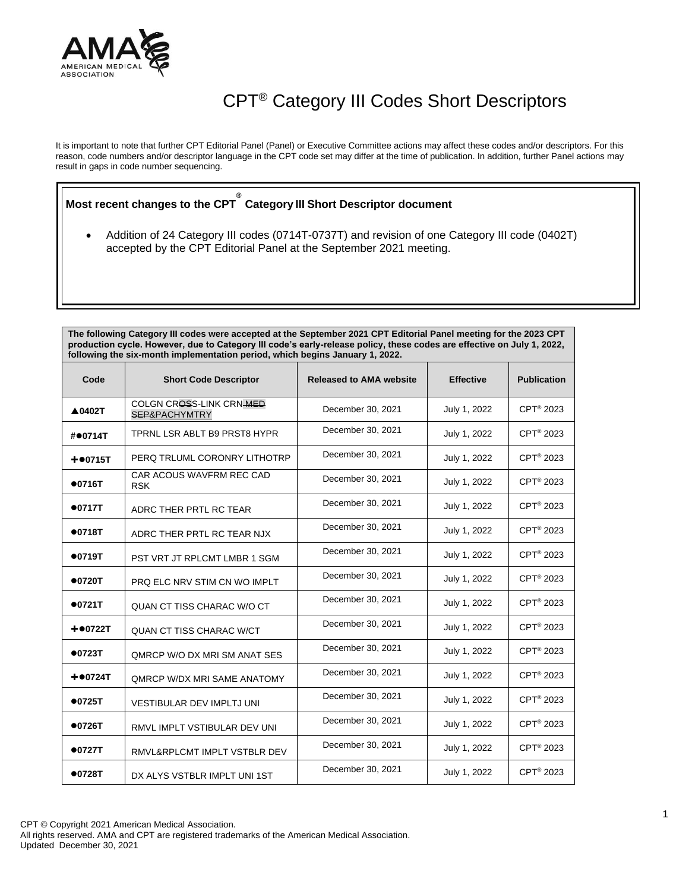# CPT® Category III Codes Short Descriptors

It is important to note that further CPT Editorial Panel (Panel) or Executive Committee actions may affect these codes and/or descriptors. For this reason, code numbers and/or descriptor language in the CPT code set may differ at the time of publication. In addition, further Panel actions may result in gaps in code number sequencing.

**Most recent changes to the CPT® Category III Short Descriptor document**

- Addition of 24 Category III codes (0714T-0737T) and revision of one Category III code (0402T) accepted by the CPT Editorial Panel at the September 2021 meeting.

**The following Category III codes were accepted at the September 2021 CPT Editorial Panel meeting for the 2023 CPT production cycle. However, due to Category III code's early-release policy, these codes are effective on July 1, 2022, following the six-month implementation period, which begins January 1, 2022.**

| Code | Short Code Descriptor | Released to AMA website | Effective | Publication |
|---|---|---|---|---|
| ▲0402T | COLGN CROSS-LINK CRN ~~MED SEP~~&PACHYMTRY | December 30, 2021 | July 1, 2022 | CPT® 2023 |
| #●0714T | TPRNL LSR ABLT B9 PRST8 HYPR | December 30, 2021 | July 1, 2022 | CPT® 2023 |
| +●0715T | PERQ TRLUML CORONRY LITHOTRP | December 30, 2021 | July 1, 2022 | CPT® 2023 |
| ●0716T | CAR ACOUS WAVFRM REC CAD RSK | December 30, 2021 | July 1, 2022 | CPT® 2023 |
| ●0717T | ADRC THER PRTL RC TEAR | December 30, 2021 | July 1, 2022 | CPT® 2023 |
| ●0718T | ADRC THER PRTL RC TEAR NJX | December 30, 2021 | July 1, 2022 | CPT® 2023 |
| ●0719T | PST VRT JT RPLCMT LMBR 1 SGM | December 30, 2021 | July 1, 2022 | CPT® 2023 |
| ●0720T | PRQ ELC NRV STIM CN WO IMPLT | December 30, 2021 | July 1, 2022 | CPT® 2023 |
| ●0721T | QUAN CT TISS CHARAC W/O CT | December 30, 2021 | July 1, 2022 | CPT® 2023 |
| +●0722T | QUAN CT TISS CHARAC W/CT | December 30, 2021 | July 1, 2022 | CPT® 2023 |
| ●0723T | QMRCP W/O DX MRI SM ANAT SES | December 30, 2021 | July 1, 2022 | CPT® 2023 |
| +●0724T | QMRCP W/DX MRI SAME ANATOMY | December 30, 2021 | July 1, 2022 | CPT® 2023 |
| ●0725T | VESTIBULAR DEV IMPLTJ UNI | December 30, 2021 | July 1, 2022 | CPT® 2023 |
| ●0726T | RMVL IMPLT VSTIBULAR DEV UNI | December 30, 2021 | July 1, 2022 | CPT® 2023 |
| ●0727T | RMVL&RPLCMT IMPLT VSTBLR DEV | December 30, 2021 | July 1, 2022 | CPT® 2023 |
| ●0728T | DX ALYS VSTBLR IMPLT UNI 1ST | December 30, 2021 | July 1, 2022 | CPT® 2023 |

CPT © Copyright 2021 American Medical Association.
All rights reserved. AMA and CPT are registered trademarks of the American Medical Association.
Updated December 30, 2021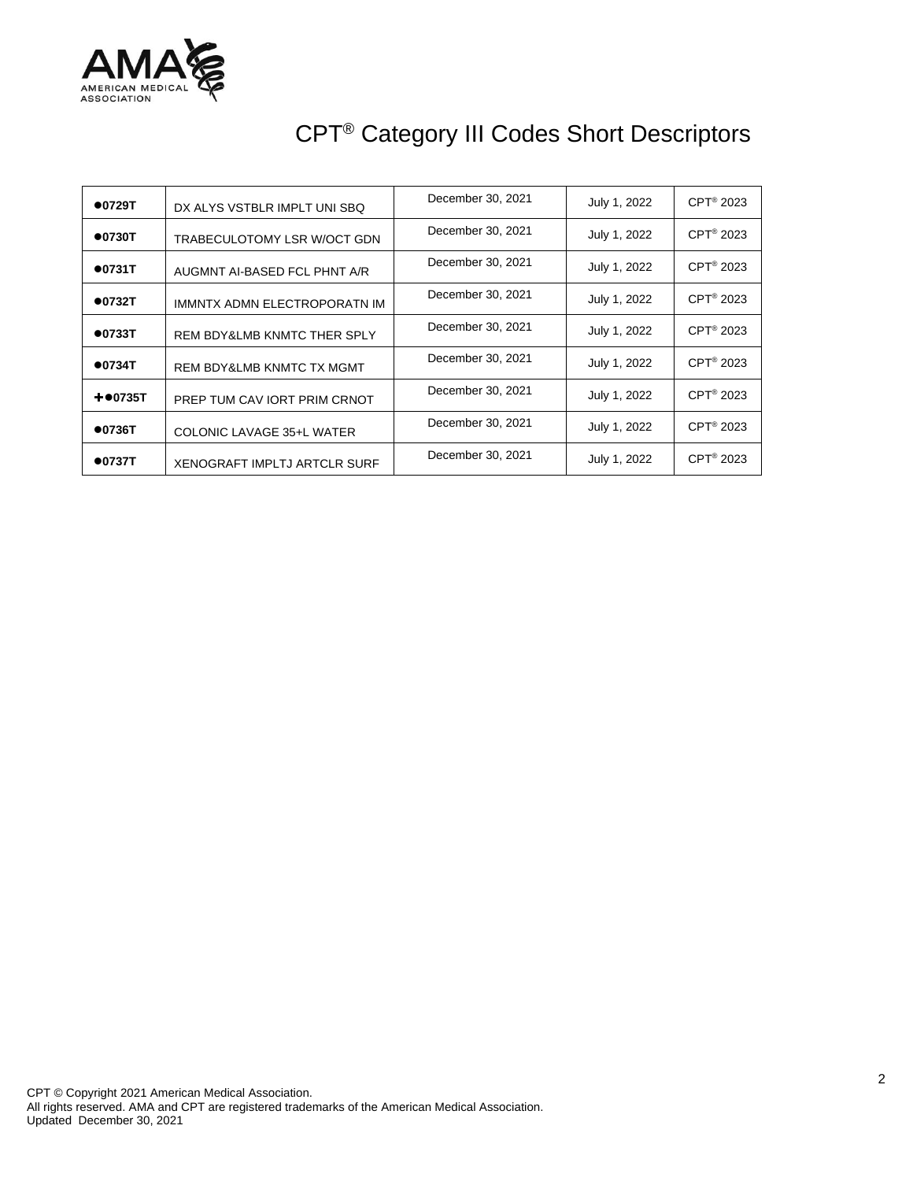# CPT® Category III Codes Short Descriptors

| | | | | |
|---|---|---|---|---|
| **●0729T** | DX ALYS VSTBLR IMPLT UNI SBQ | December 30, 2021 | July 1, 2022 | CPT® 2023 |
| **●0730T** | TRABECULOTOMY LSR W/OCT GDN | December 30, 2021 | July 1, 2022 | CPT® 2023 |
| **●0731T** | AUGMNT AI-BASED FCL PHNT A/R | December 30, 2021 | July 1, 2022 | CPT® 2023 |
| **●0732T** | IMMNTX ADMN ELECTROPORATN IM | December 30, 2021 | July 1, 2022 | CPT® 2023 |
| **●0733T** | REM BDY&LMB KNMTC THER SPLY | December 30, 2021 | July 1, 2022 | CPT® 2023 |
| **●0734T** | REM BDY&LMB KNMTC TX MGMT | December 30, 2021 | July 1, 2022 | CPT® 2023 |
| **+●0735T** | PREP TUM CAV IORT PRIM CRNOT | December 30, 2021 | July 1, 2022 | CPT® 2023 |
| **●0736T** | COLONIC LAVAGE 35+L WATER | December 30, 2021 | July 1, 2022 | CPT® 2023 |
| **●0737T** | XENOGRAFT IMPLTJ ARTCLR SURF | December 30, 2021 | July 1, 2022 | CPT® 2023 |

CPT © Copyright 2021 American Medical Association.
All rights reserved. AMA and CPT are registered trademarks of the American Medical Association.
Updated December 30, 2021